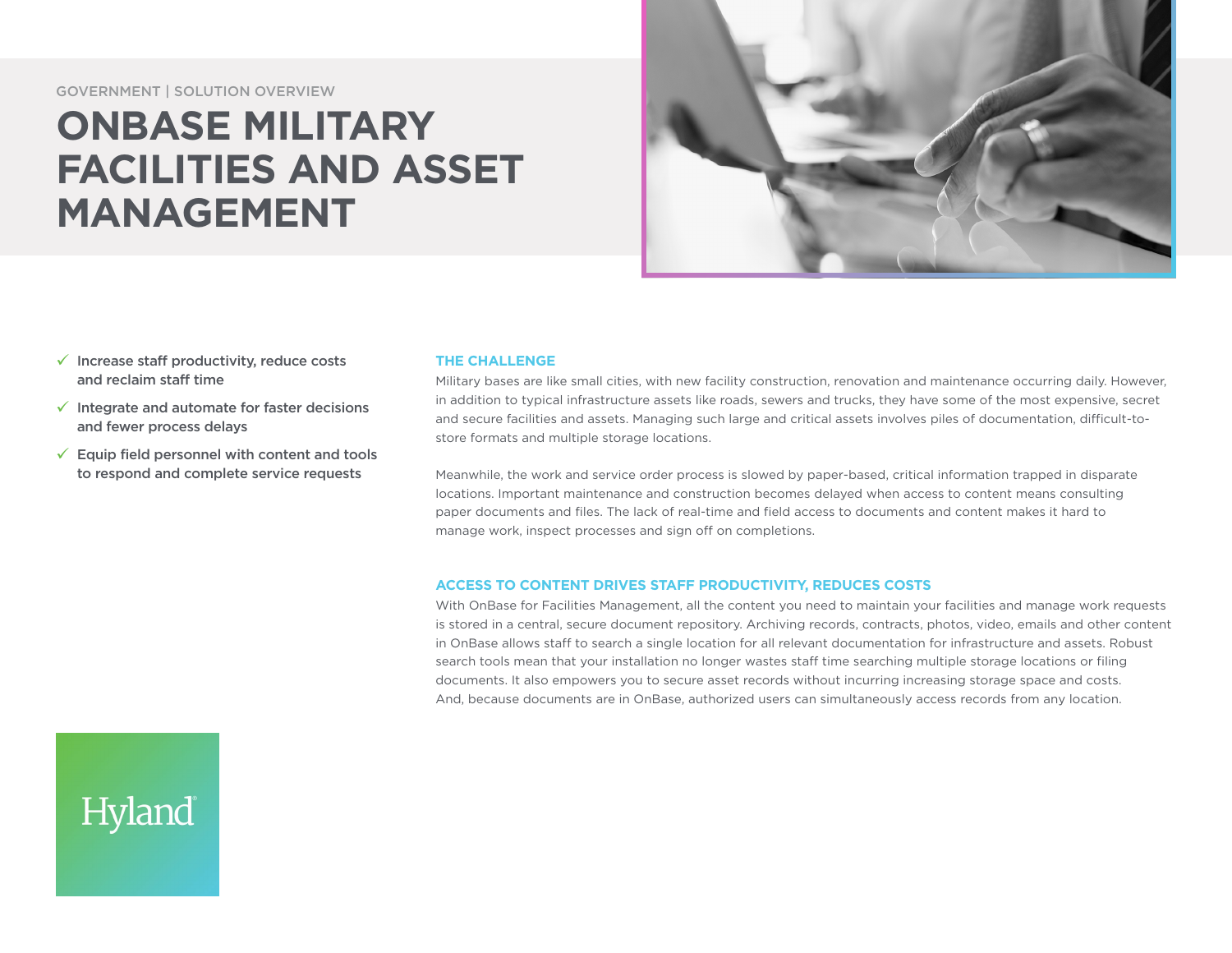GOVERNMENT | SOLUTION OVERVIEW

# ONBASE MILITARY FACILITIES AND ASSET MANAGEMENT

- ✓ Increase staff productivity, reduce costs and reclaim staff time
- ✓ Integrate and automate for faster decisions and fewer process delays
- ✓ Equip field personnel with content and tools to respond and complete service requests

## THE CHALLENGE

Military bases are like small cities, with new facility construction, renovation and maintenance occurring daily. However, in addition to typical infrastructure assets like roads, sewers and trucks, they have some of the most expensive, secret and secure facilities and assets. Managing such large and critical assets involves piles of documentation, difficult-to-store formats and multiple storage locations.

Meanwhile, the work and service order process is slowed by paper-based, critical information trapped in disparate locations. Important maintenance and construction becomes delayed when access to content means consulting paper documents and files. The lack of real-time and field access to documents and content makes it hard to manage work, inspect processes and sign off on completions.

## ACCESS TO CONTENT DRIVES STAFF PRODUCTIVITY, REDUCES COSTS

With OnBase for Facilities Management, all the content you need to maintain your facilities and manage work requests is stored in a central, secure document repository. Archiving records, contracts, photos, video, emails and other content in OnBase allows staff to search a single location for all relevant documentation for infrastructure and assets. Robust search tools mean that your installation no longer wastes staff time searching multiple storage locations or filing documents. It also empowers you to secure asset records without incurring increasing storage space and costs. And, because documents are in OnBase, authorized users can simultaneously access records from any location.

Hyland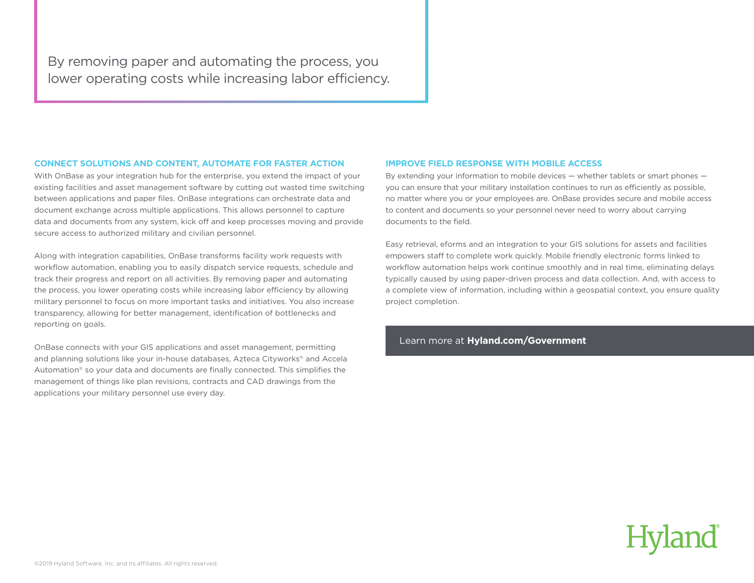> By removing paper and automating the process, you lower operating costs while increasing labor efficiency.

### CONNECT SOLUTIONS AND CONTENT, AUTOMATE FOR FASTER ACTION

With OnBase as your integration hub for the enterprise, you extend the impact of your existing facilities and asset management software by cutting out wasted time switching between applications and paper files. OnBase integrations can orchestrate data and document exchange across multiple applications. This allows personnel to capture data and documents from any system, kick off and keep processes moving and provide secure access to authorized military and civilian personnel.

Along with integration capabilities, OnBase transforms facility work requests with workflow automation, enabling you to easily dispatch service requests, schedule and track their progress and report on all activities. By removing paper and automating the process, you lower operating costs while increasing labor efficiency by allowing military personnel to focus on more important tasks and initiatives. You also increase transparency, allowing for better management, identification of bottlenecks and reporting on goals.

OnBase connects with your GIS applications and asset management, permitting and planning solutions like your in-house databases, Azteca Cityworks® and Accela Automation® so your data and documents are finally connected. This simplifies the management of things like plan revisions, contracts and CAD drawings from the applications your military personnel use every day.

### IMPROVE FIELD RESPONSE WITH MOBILE ACCESS

By extending your information to mobile devices — whether tablets or smart phones — you can ensure that your military installation continues to run as efficiently as possible, no matter where you or your employees are. OnBase provides secure and mobile access to content and documents so your personnel never need to worry about carrying documents to the field.

Easy retrieval, eforms and an integration to your GIS solutions for assets and facilities empowers staff to complete work quickly. Mobile friendly electronic forms linked to workflow automation helps work continue smoothly and in real time, eliminating delays typically caused by using paper-driven process and data collection. And, with access to a complete view of information, including within a geospatial context, you ensure quality project completion.

Learn more at **Hyland.com/Government**

Hyland®

©2019 Hyland Software, Inc. and its affiliates. All rights reserved.